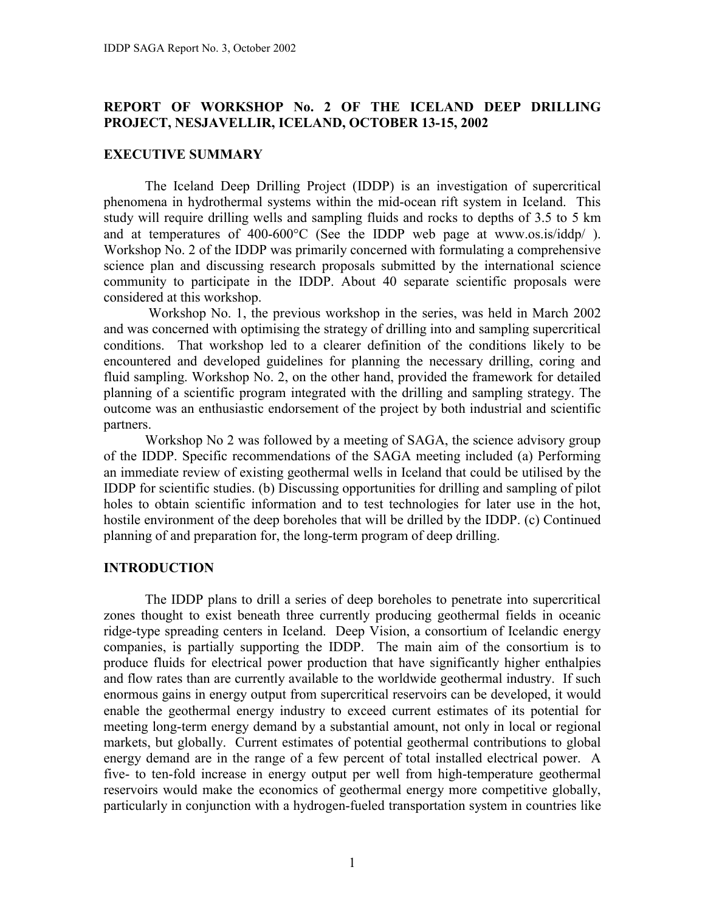# REPORT OF WORKSHOP No. 2 OF THE ICELAND DEEP DRILLING PROJECT, NESJAVELLIR, ICELAND, OCTOBER 13-15, 2002

## EXECUTIVE SUMMARY

The Iceland Deep Drilling Project (IDDP) is an investigation of supercritical phenomena in hydrothermal systems within the mid-ocean rift system in Iceland. This study will require drilling wells and sampling fluids and rocks to depths of 3.5 to 5 km and at temperatures of 400-600°C (See the IDDP web page at www.os.is/iddp/ ). Workshop No. 2 of the IDDP was primarily concerned with formulating a comprehensive science plan and discussing research proposals submitted by the international science community to participate in the IDDP. About 40 separate scientific proposals were considered at this workshop.

Workshop No. 1, the previous workshop in the series, was held in March 2002 and was concerned with optimising the strategy of drilling into and sampling supercritical conditions. That workshop led to a clearer definition of the conditions likely to be encountered and developed guidelines for planning the necessary drilling, coring and fluid sampling. Workshop No. 2, on the other hand, provided the framework for detailed planning of a scientific program integrated with the drilling and sampling strategy. The outcome was an enthusiastic endorsement of the project by both industrial and scientific partners.

Workshop No 2 was followed by a meeting of SAGA, the science advisory group of the IDDP. Specific recommendations of the SAGA meeting included (a) Performing an immediate review of existing geothermal wells in Iceland that could be utilised by the IDDP for scientific studies. (b) Discussing opportunities for drilling and sampling of pilot holes to obtain scientific information and to test technologies for later use in the hot, hostile environment of the deep boreholes that will be drilled by the IDDP. (c) Continued planning of and preparation for, the long-term program of deep drilling.

## INTRODUCTION

The IDDP plans to drill a series of deep boreholes to penetrate into supercritical zones thought to exist beneath three currently producing geothermal fields in oceanic ridge-type spreading centers in Iceland. Deep Vision, a consortium of Icelandic energy companies, is partially supporting the IDDP. The main aim of the consortium is to produce fluids for electrical power production that have significantly higher enthalpies and flow rates than are currently available to the worldwide geothermal industry. If such enormous gains in energy output from supercritical reservoirs can be developed, it would enable the geothermal energy industry to exceed current estimates of its potential for meeting long-term energy demand by a substantial amount, not only in local or regional markets, but globally. Current estimates of potential geothermal contributions to global energy demand are in the range of a few percent of total installed electrical power. A five- to ten-fold increase in energy output per well from high-temperature geothermal reservoirs would make the economics of geothermal energy more competitive globally, particularly in conjunction with a hydrogen-fueled transportation system in countries like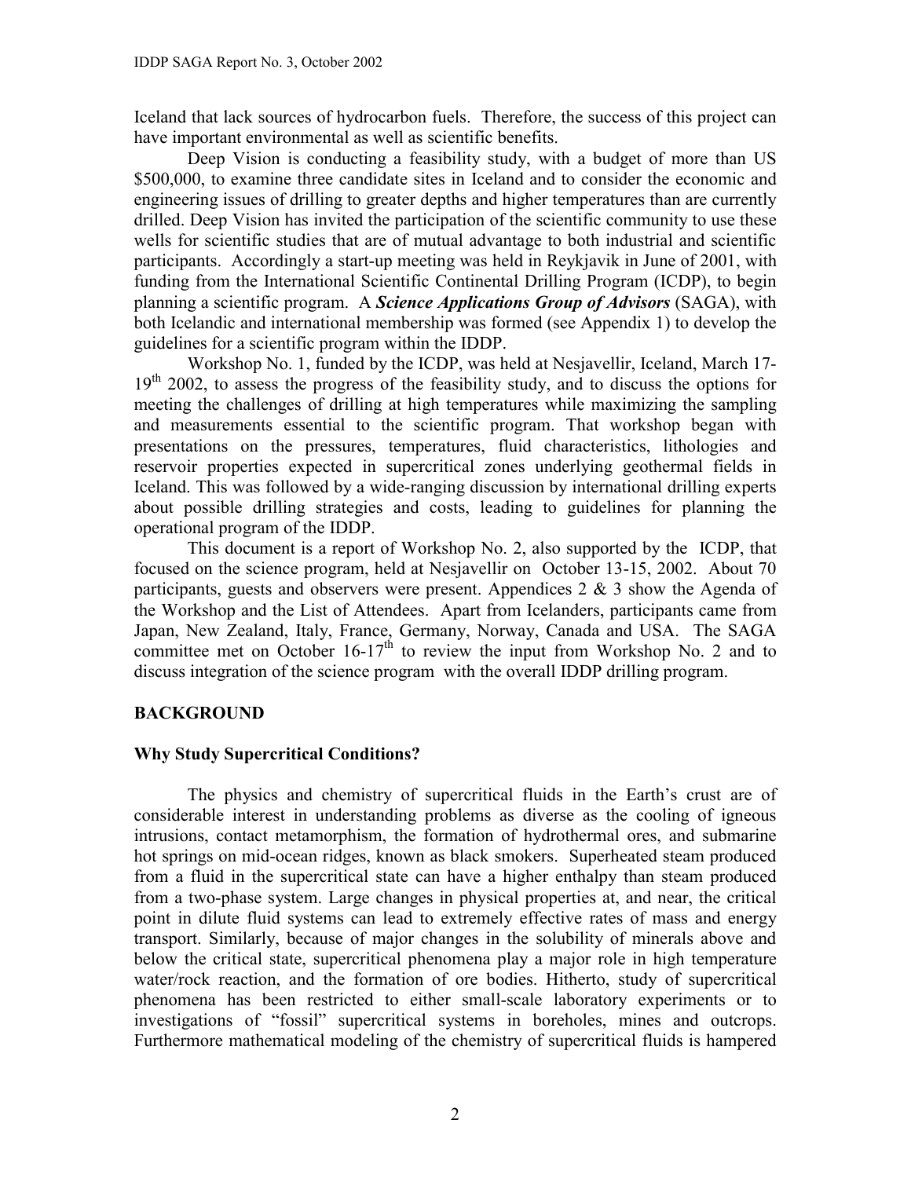Iceland that lack sources of hydrocarbon fuels. Therefore, the success of this project can have important environmental as well as scientific benefits.

Deep Vision is conducting a feasibility study, with a budget of more than US $500,000, to examine three candidate sites in Iceland and to consider the economic and engineering issues of drilling to greater depths and higher temperatures than are currently drilled. Deep Vision has invited the participation of the scientific community to use these wells for scientific studies that are of mutual advantage to both industrial and scientific participants. Accordingly a start-up meeting was held in Reykjavik in June of 2001, with funding from the International Scientific Continental Drilling Program (ICDP), to begin planning a scientific program. A ***Science Applications Group of Advisors*** (SAGA), with both Icelandic and international membership was formed (see Appendix 1) to develop the guidelines for a scientific program within the IDDP.

Workshop No. 1, funded by the ICDP, was held at Nesjavellir, Iceland, March 17-19th 2002, to assess the progress of the feasibility study, and to discuss the options for meeting the challenges of drilling at high temperatures while maximizing the sampling and measurements essential to the scientific program. That workshop began with presentations on the pressures, temperatures, fluid characteristics, lithologies and reservoir properties expected in supercritical zones underlying geothermal fields in Iceland. This was followed by a wide-ranging discussion by international drilling experts about possible drilling strategies and costs, leading to guidelines for planning the operational program of the IDDP.

This document is a report of Workshop No. 2, also supported by the ICDP, that focused on the science program, held at Nesjavellir on October 13-15, 2002. About 70 participants, guests and observers were present. Appendices 2 & 3 show the Agenda of the Workshop and the List of Attendees. Apart from Icelanders, participants came from Japan, New Zealand, Italy, France, Germany, Norway, Canada and USA. The SAGA committee met on October 16-17th to review the input from Workshop No. 2 and to discuss integration of the science program with the overall IDDP drilling program.

## BACKGROUND

### Why Study Supercritical Conditions?

The physics and chemistry of supercritical fluids in the Earth's crust are of considerable interest in understanding problems as diverse as the cooling of igneous intrusions, contact metamorphism, the formation of hydrothermal ores, and submarine hot springs on mid-ocean ridges, known as black smokers. Superheated steam produced from a fluid in the supercritical state can have a higher enthalpy than steam produced from a two-phase system. Large changes in physical properties at, and near, the critical point in dilute fluid systems can lead to extremely effective rates of mass and energy transport. Similarly, because of major changes in the solubility of minerals above and below the critical state, supercritical phenomena play a major role in high temperature water/rock reaction, and the formation of ore bodies. Hitherto, study of supercritical phenomena has been restricted to either small-scale laboratory experiments or to investigations of "fossil" supercritical systems in boreholes, mines and outcrops. Furthermore mathematical modeling of the chemistry of supercritical fluids is hampered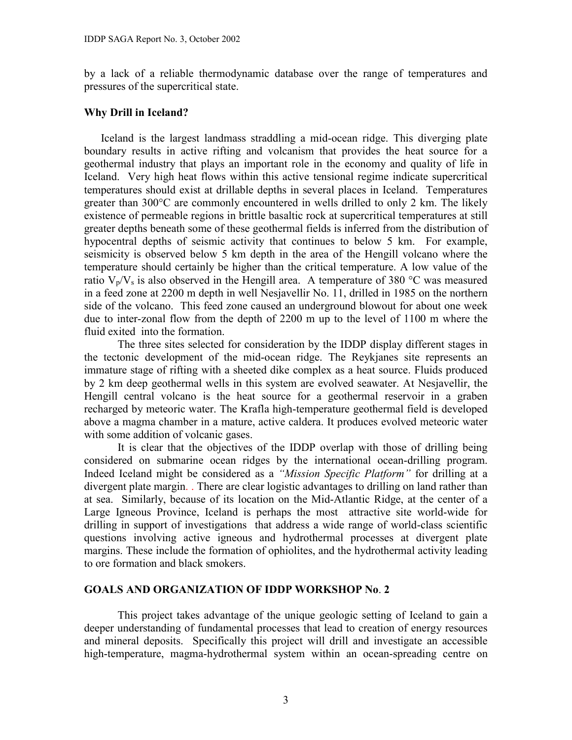by a lack of a reliable thermodynamic database over the range of temperatures and pressures of the supercritical state.

### Why Drill in Iceland?

Iceland is the largest landmass straddling a mid-ocean ridge. This diverging plate boundary results in active rifting and volcanism that provides the heat source for a geothermal industry that plays an important role in the economy and quality of life in Iceland. Very high heat flows within this active tensional regime indicate supercritical temperatures should exist at drillable depths in several places in Iceland. Temperatures greater than 300°C are commonly encountered in wells drilled to only 2 km. The likely existence of permeable regions in brittle basaltic rock at supercritical temperatures at still greater depths beneath some of these geothermal fields is inferred from the distribution of hypocentral depths of seismic activity that continues to below 5 km. For example, seismicity is observed below 5 km depth in the area of the Hengill volcano where the temperature should certainly be higher than the critical temperature. A low value of the ratio $V_p/V_s$ is also observed in the Hengill area. A temperature of 380 °C was measured in a feed zone at 2200 m depth in well Nesjavellir No. 11, drilled in 1985 on the northern side of the volcano. This feed zone caused an underground blowout for about one week due to inter-zonal flow from the depth of 2200 m up to the level of 1100 m where the fluid exited into the formation.

The three sites selected for consideration by the IDDP display different stages in the tectonic development of the mid-ocean ridge. The Reykjanes site represents an immature stage of rifting with a sheeted dike complex as a heat source. Fluids produced by 2 km deep geothermal wells in this system are evolved seawater. At Nesjavellir, the Hengill central volcano is the heat source for a geothermal reservoir in a graben recharged by meteoric water. The Krafla high-temperature geothermal field is developed above a magma chamber in a mature, active caldera. It produces evolved meteoric water with some addition of volcanic gases.

It is clear that the objectives of the IDDP overlap with those of drilling being considered on submarine ocean ridges by the international ocean-drilling program. Indeed Iceland might be considered as a *"Mission Specific Platform"* for drilling at a divergent plate margin. . There are clear logistic advantages to drilling on land rather than at sea. Similarly, because of its location on the Mid-Atlantic Ridge, at the center of a Large Igneous Province, Iceland is perhaps the most attractive site world-wide for drilling in support of investigations that address a wide range of world-class scientific questions involving active igneous and hydrothermal processes at divergent plate margins. These include the formation of ophiolites, and the hydrothermal activity leading to ore formation and black smokers.

## GOALS AND ORGANIZATION OF IDDP WORKSHOP No. 2

This project takes advantage of the unique geologic setting of Iceland to gain a deeper understanding of fundamental processes that lead to creation of energy resources and mineral deposits. Specifically this project will drill and investigate an accessible high-temperature, magma-hydrothermal system within an ocean-spreading centre on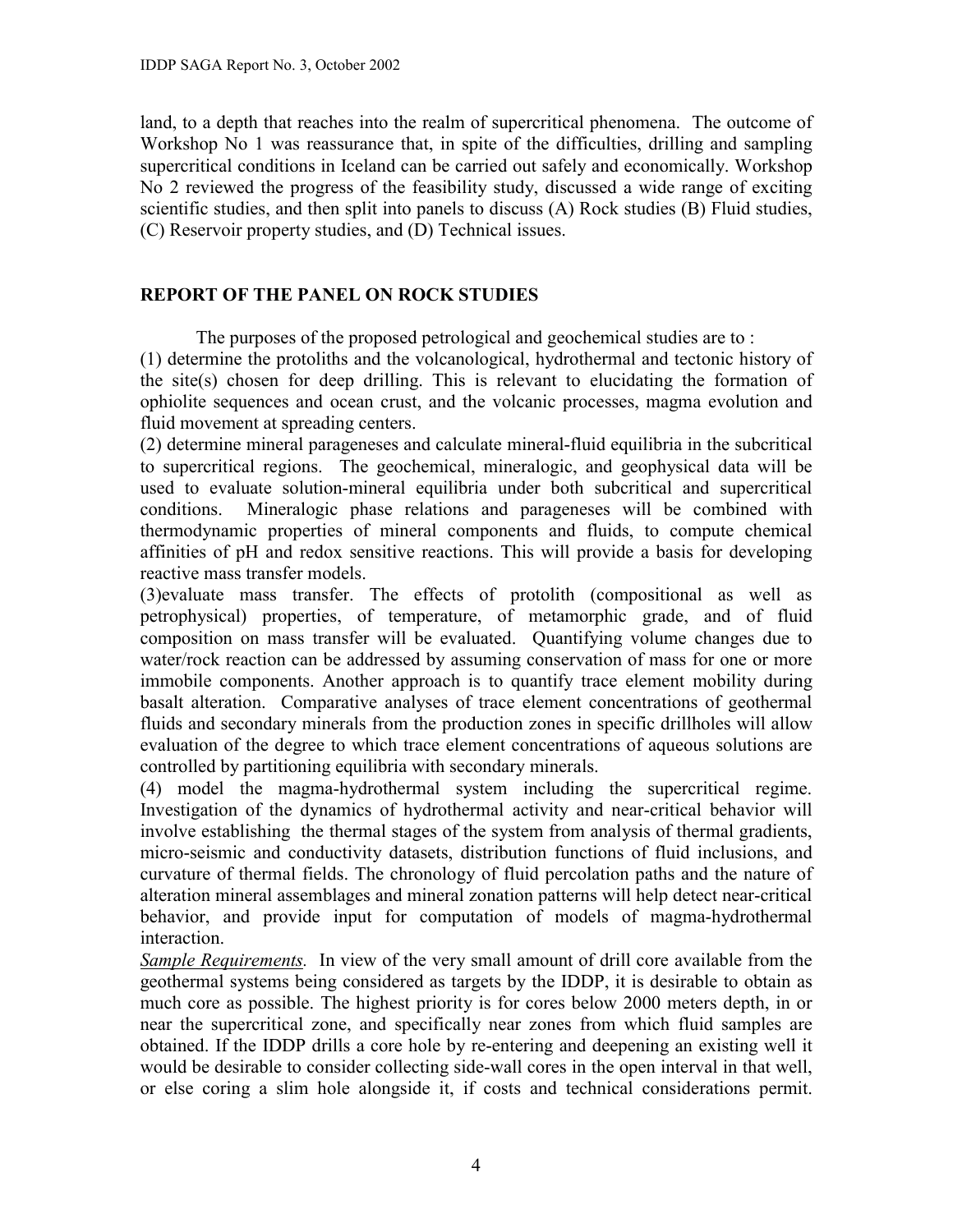land, to a depth that reaches into the realm of supercritical phenomena. The outcome of Workshop No 1 was reassurance that, in spite of the difficulties, drilling and sampling supercritical conditions in Iceland can be carried out safely and economically. Workshop No 2 reviewed the progress of the feasibility study, discussed a wide range of exciting scientific studies, and then split into panels to discuss (A) Rock studies (B) Fluid studies, (C) Reservoir property studies, and (D) Technical issues.

## REPORT OF THE PANEL ON ROCK STUDIES

The purposes of the proposed petrological and geochemical studies are to :

(1) determine the protoliths and the volcanological, hydrothermal and tectonic history of the site(s) chosen for deep drilling. This is relevant to elucidating the formation of ophiolite sequences and ocean crust, and the volcanic processes, magma evolution and fluid movement at spreading centers.

(2) determine mineral parageneses and calculate mineral-fluid equilibria in the subcritical to supercritical regions. The geochemical, mineralogic, and geophysical data will be used to evaluate solution-mineral equilibria under both subcritical and supercritical conditions. Mineralogic phase relations and parageneses will be combined with thermodynamic properties of mineral components and fluids, to compute chemical affinities of pH and redox sensitive reactions. This will provide a basis for developing reactive mass transfer models.

(3)evaluate mass transfer. The effects of protolith (compositional as well as petrophysical) properties, of temperature, of metamorphic grade, and of fluid composition on mass transfer will be evaluated. Quantifying volume changes due to water/rock reaction can be addressed by assuming conservation of mass for one or more immobile components. Another approach is to quantify trace element mobility during basalt alteration. Comparative analyses of trace element concentrations of geothermal fluids and secondary minerals from the production zones in specific drillholes will allow evaluation of the degree to which trace element concentrations of aqueous solutions are controlled by partitioning equilibria with secondary minerals.

(4) model the magma-hydrothermal system including the supercritical regime. Investigation of the dynamics of hydrothermal activity and near-critical behavior will involve establishing the thermal stages of the system from analysis of thermal gradients, micro-seismic and conductivity datasets, distribution functions of fluid inclusions, and curvature of thermal fields. The chronology of fluid percolation paths and the nature of alteration mineral assemblages and mineral zonation patterns will help detect near-critical behavior, and provide input for computation of models of magma-hydrothermal interaction.

*Sample Requirements.* In view of the very small amount of drill core available from the geothermal systems being considered as targets by the IDDP, it is desirable to obtain as much core as possible. The highest priority is for cores below 2000 meters depth, in or near the supercritical zone, and specifically near zones from which fluid samples are obtained. If the IDDP drills a core hole by re-entering and deepening an existing well it would be desirable to consider collecting side-wall cores in the open interval in that well, or else coring a slim hole alongside it, if costs and technical considerations permit.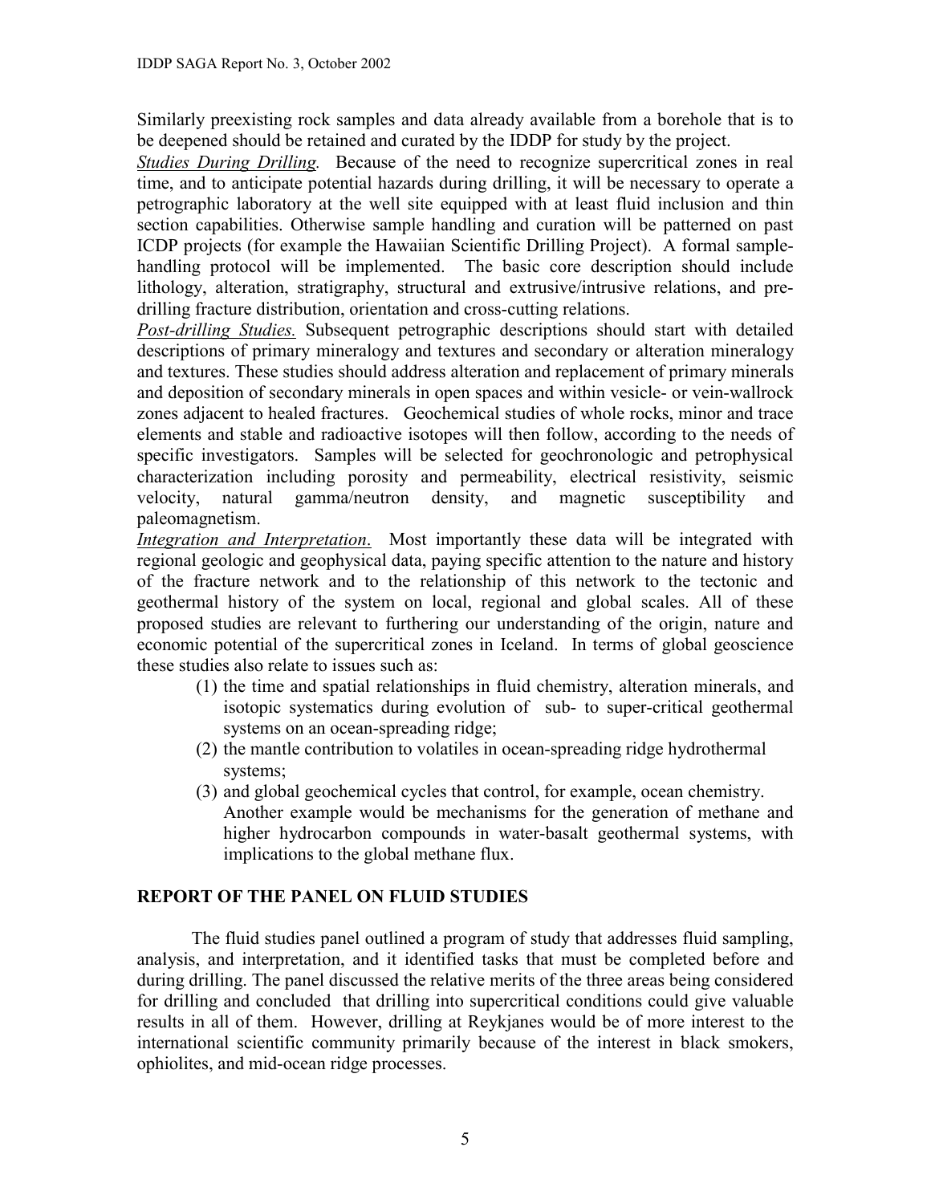Similarly preexisting rock samples and data already available from a borehole that is to be deepened should be retained and curated by the IDDP for study by the project.

*Studies During Drilling.* Because of the need to recognize supercritical zones in real time, and to anticipate potential hazards during drilling, it will be necessary to operate a petrographic laboratory at the well site equipped with at least fluid inclusion and thin section capabilities. Otherwise sample handling and curation will be patterned on past ICDP projects (for example the Hawaiian Scientific Drilling Project). A formal sample-handling protocol will be implemented. The basic core description should include lithology, alteration, stratigraphy, structural and extrusive/intrusive relations, and pre-drilling fracture distribution, orientation and cross-cutting relations.

*Post-drilling Studies.* Subsequent petrographic descriptions should start with detailed descriptions of primary mineralogy and textures and secondary or alteration mineralogy and textures. These studies should address alteration and replacement of primary minerals and deposition of secondary minerals in open spaces and within vesicle- or vein-wallrock zones adjacent to healed fractures. Geochemical studies of whole rocks, minor and trace elements and stable and radioactive isotopes will then follow, according to the needs of specific investigators. Samples will be selected for geochronologic and petrophysical characterization including porosity and permeability, electrical resistivity, seismic velocity, natural gamma/neutron density, and magnetic susceptibility and paleomagnetism.

*Integration and Interpretation.* Most importantly these data will be integrated with regional geologic and geophysical data, paying specific attention to the nature and history of the fracture network and to the relationship of this network to the tectonic and geothermal history of the system on local, regional and global scales. All of these proposed studies are relevant to furthering our understanding of the origin, nature and economic potential of the supercritical zones in Iceland. In terms of global geoscience these studies also relate to issues such as:

(1) the time and spatial relationships in fluid chemistry, alteration minerals, and isotopic systematics during evolution of sub- to super-critical geothermal systems on an ocean-spreading ridge;
(2) the mantle contribution to volatiles in ocean-spreading ridge hydrothermal systems;
(3) and global geochemical cycles that control, for example, ocean chemistry. Another example would be mechanisms for the generation of methane and higher hydrocarbon compounds in water-basalt geothermal systems, with implications to the global methane flux.

## REPORT OF THE PANEL ON FLUID STUDIES

The fluid studies panel outlined a program of study that addresses fluid sampling, analysis, and interpretation, and it identified tasks that must be completed before and during drilling. The panel discussed the relative merits of the three areas being considered for drilling and concluded that drilling into supercritical conditions could give valuable results in all of them. However, drilling at Reykjanes would be of more interest to the international scientific community primarily because of the interest in black smokers, ophiolites, and mid-ocean ridge processes.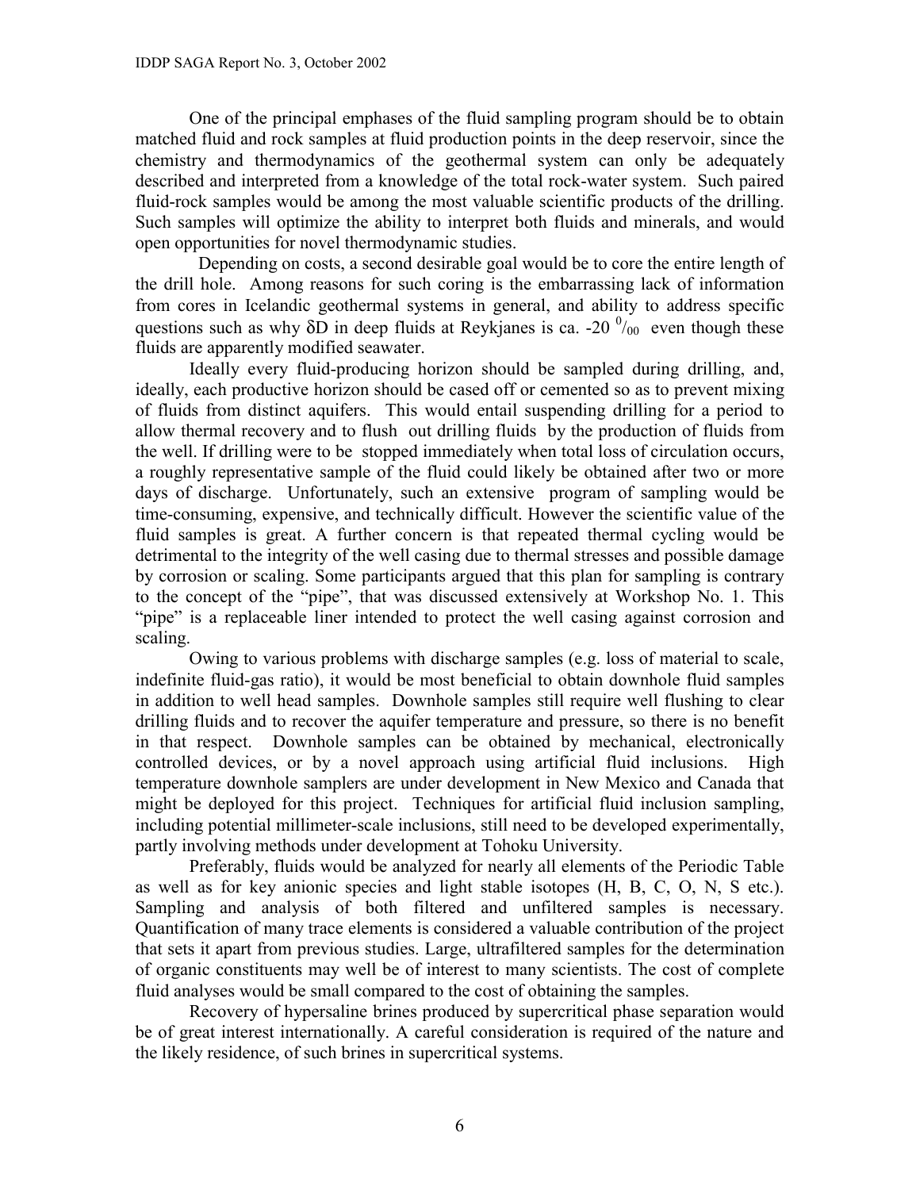One of the principal emphases of the fluid sampling program should be to obtain matched fluid and rock samples at fluid production points in the deep reservoir, since the chemistry and thermodynamics of the geothermal system can only be adequately described and interpreted from a knowledge of the total rock-water system. Such paired fluid-rock samples would be among the most valuable scientific products of the drilling. Such samples will optimize the ability to interpret both fluids and minerals, and would open opportunities for novel thermodynamic studies.

Depending on costs, a second desirable goal would be to core the entire length of the drill hole. Among reasons for such coring is the embarrassing lack of information from cores in Icelandic geothermal systems in general, and ability to address specific questions such as why $\delta D$ in deep fluids at Reykjanes is ca. -20 $^0/_{00}$ even though these fluids are apparently modified seawater.

Ideally every fluid-producing horizon should be sampled during drilling, and, ideally, each productive horizon should be cased off or cemented so as to prevent mixing of fluids from distinct aquifers. This would entail suspending drilling for a period to allow thermal recovery and to flush out drilling fluids by the production of fluids from the well. If drilling were to be stopped immediately when total loss of circulation occurs, a roughly representative sample of the fluid could likely be obtained after two or more days of discharge. Unfortunately, such an extensive program of sampling would be time-consuming, expensive, and technically difficult. However the scientific value of the fluid samples is great. A further concern is that repeated thermal cycling would be detrimental to the integrity of the well casing due to thermal stresses and possible damage by corrosion or scaling. Some participants argued that this plan for sampling is contrary to the concept of the "pipe", that was discussed extensively at Workshop No. 1. This "pipe" is a replaceable liner intended to protect the well casing against corrosion and scaling.

Owing to various problems with discharge samples (e.g. loss of material to scale, indefinite fluid-gas ratio), it would be most beneficial to obtain downhole fluid samples in addition to well head samples. Downhole samples still require well flushing to clear drilling fluids and to recover the aquifer temperature and pressure, so there is no benefit in that respect. Downhole samples can be obtained by mechanical, electronically controlled devices, or by a novel approach using artificial fluid inclusions. High temperature downhole samplers are under development in New Mexico and Canada that might be deployed for this project. Techniques for artificial fluid inclusion sampling, including potential millimeter-scale inclusions, still need to be developed experimentally, partly involving methods under development at Tohoku University.

Preferably, fluids would be analyzed for nearly all elements of the Periodic Table as well as for key anionic species and light stable isotopes (H, B, C, O, N, S etc.). Sampling and analysis of both filtered and unfiltered samples is necessary. Quantification of many trace elements is considered a valuable contribution of the project that sets it apart from previous studies. Large, ultrafiltered samples for the determination of organic constituents may well be of interest to many scientists. The cost of complete fluid analyses would be small compared to the cost of obtaining the samples.

Recovery of hypersaline brines produced by supercritical phase separation would be of great interest internationally. A careful consideration is required of the nature and the likely residence, of such brines in supercritical systems.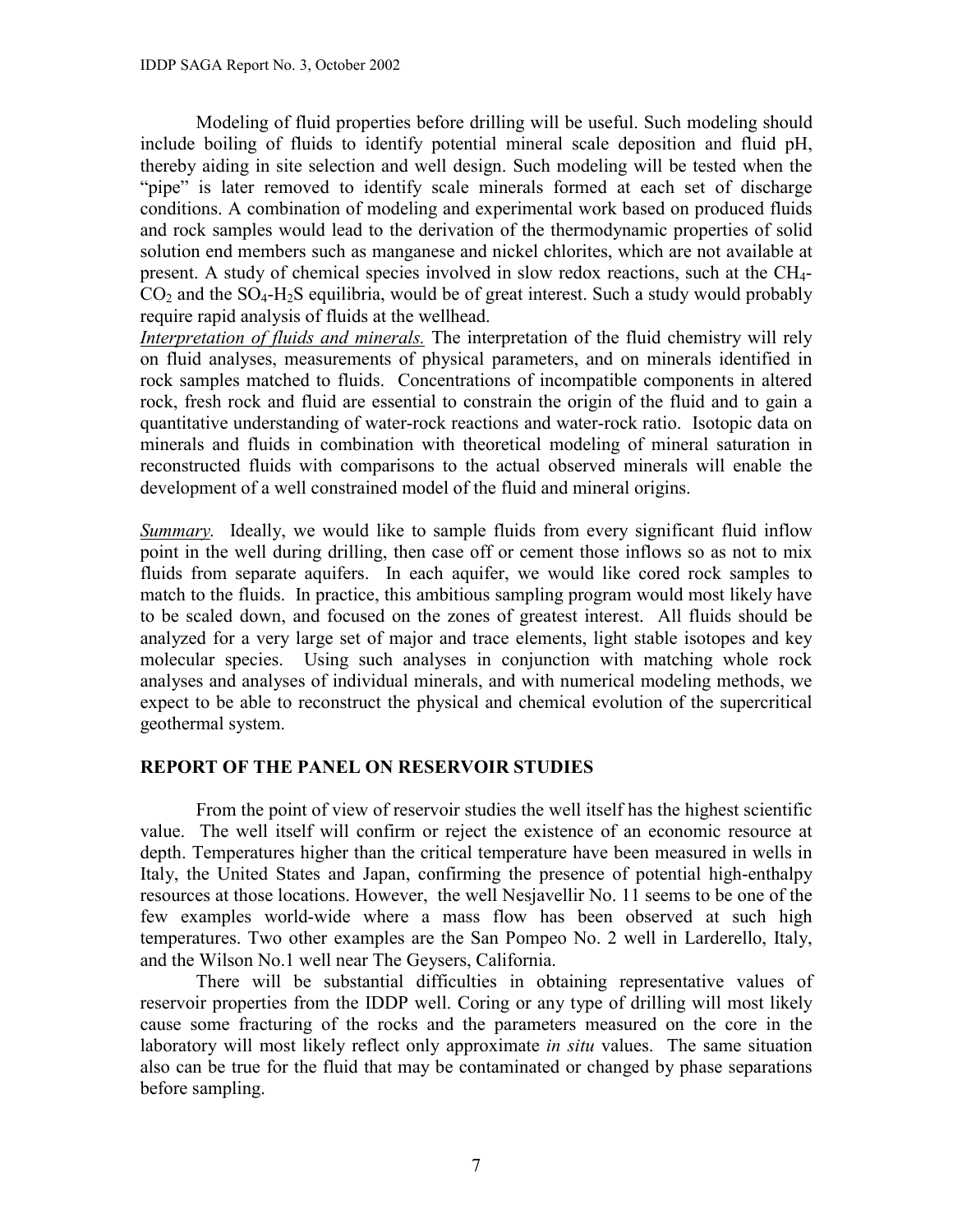Modeling of fluid properties before drilling will be useful. Such modeling should include boiling of fluids to identify potential mineral scale deposition and fluid pH, thereby aiding in site selection and well design. Such modeling will be tested when the "pipe" is later removed to identify scale minerals formed at each set of discharge conditions. A combination of modeling and experimental work based on produced fluids and rock samples would lead to the derivation of the thermodynamic properties of solid solution end members such as manganese and nickel chlorites, which are not available at present. A study of chemical species involved in slow redox reactions, such at the $CH_4$-$CO_2$ and the $SO_4$-$H_2S$ equilibria, would be of great interest. Such a study would probably require rapid analysis of fluids at the wellhead.

*Interpretation of fluids and minerals.* The interpretation of the fluid chemistry will rely on fluid analyses, measurements of physical parameters, and on minerals identified in rock samples matched to fluids. Concentrations of incompatible components in altered rock, fresh rock and fluid are essential to constrain the origin of the fluid and to gain a quantitative understanding of water-rock reactions and water-rock ratio. Isotopic data on minerals and fluids in combination with theoretical modeling of mineral saturation in reconstructed fluids with comparisons to the actual observed minerals will enable the development of a well constrained model of the fluid and mineral origins.

*Summary.* Ideally, we would like to sample fluids from every significant fluid inflow point in the well during drilling, then case off or cement those inflows so as not to mix fluids from separate aquifers. In each aquifer, we would like cored rock samples to match to the fluids. In practice, this ambitious sampling program would most likely have to be scaled down, and focused on the zones of greatest interest. All fluids should be analyzed for a very large set of major and trace elements, light stable isotopes and key molecular species. Using such analyses in conjunction with matching whole rock analyses and analyses of individual minerals, and with numerical modeling methods, we expect to be able to reconstruct the physical and chemical evolution of the supercritical geothermal system.

## REPORT OF THE PANEL ON RESERVOIR STUDIES

From the point of view of reservoir studies the well itself has the highest scientific value. The well itself will confirm or reject the existence of an economic resource at depth. Temperatures higher than the critical temperature have been measured in wells in Italy, the United States and Japan, confirming the presence of potential high-enthalpy resources at those locations. However, the well Nesjavellir No. 11 seems to be one of the few examples world-wide where a mass flow has been observed at such high temperatures. Two other examples are the San Pompeo No. 2 well in Larderello, Italy, and the Wilson No.1 well near The Geysers, California.

There will be substantial difficulties in obtaining representative values of reservoir properties from the IDDP well. Coring or any type of drilling will most likely cause some fracturing of the rocks and the parameters measured on the core in the laboratory will most likely reflect only approximate *in situ* values. The same situation also can be true for the fluid that may be contaminated or changed by phase separations before sampling.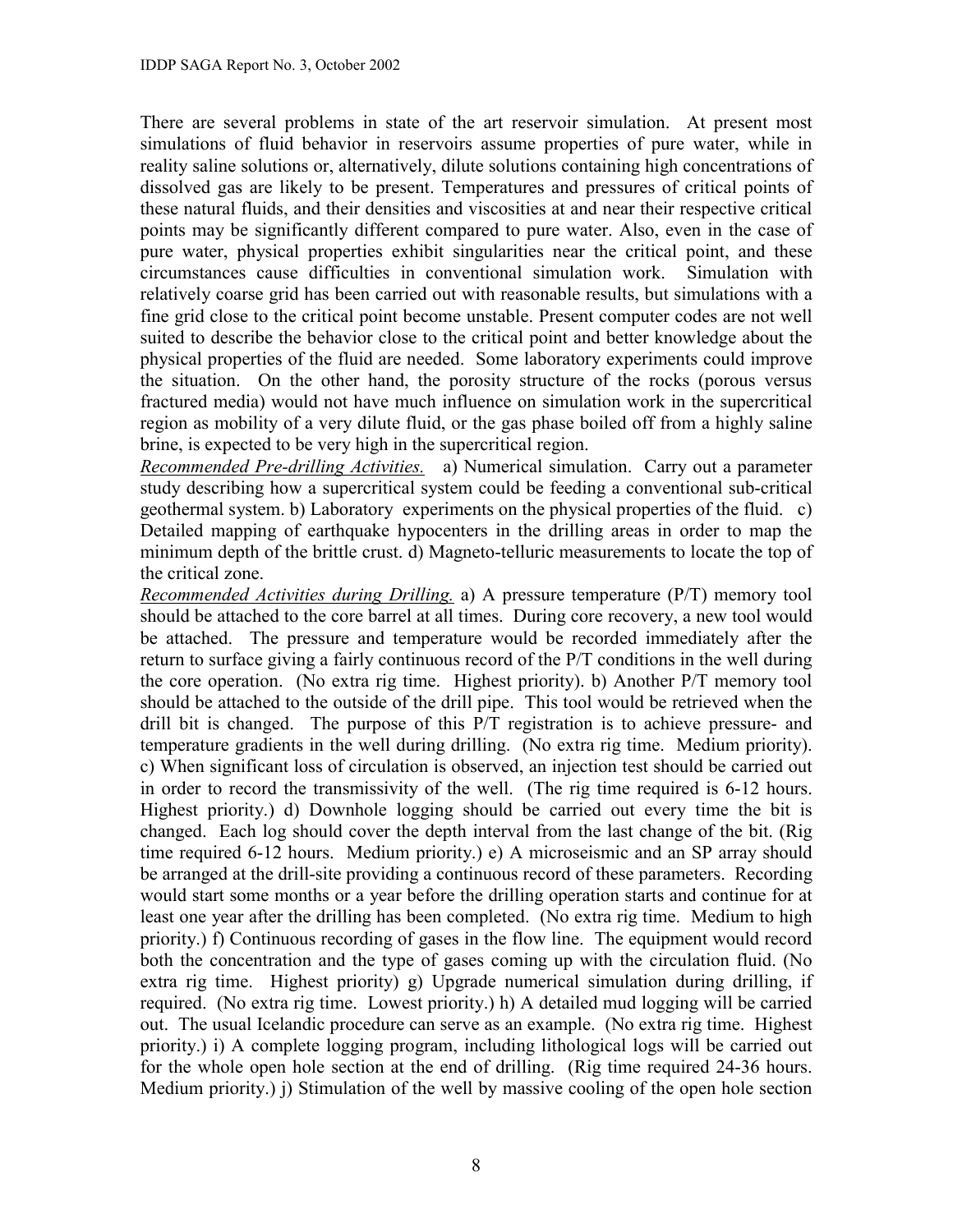There are several problems in state of the art reservoir simulation. At present most simulations of fluid behavior in reservoirs assume properties of pure water, while in reality saline solutions or, alternatively, dilute solutions containing high concentrations of dissolved gas are likely to be present. Temperatures and pressures of critical points of these natural fluids, and their densities and viscosities at and near their respective critical points may be significantly different compared to pure water. Also, even in the case of pure water, physical properties exhibit singularities near the critical point, and these circumstances cause difficulties in conventional simulation work. Simulation with relatively coarse grid has been carried out with reasonable results, but simulations with a fine grid close to the critical point become unstable. Present computer codes are not well suited to describe the behavior close to the critical point and better knowledge about the physical properties of the fluid are needed. Some laboratory experiments could improve the situation. On the other hand, the porosity structure of the rocks (porous versus fractured media) would not have much influence on simulation work in the supercritical region as mobility of a very dilute fluid, or the gas phase boiled off from a highly saline brine, is expected to be very high in the supercritical region.

*Recommended Pre-drilling Activities.* a) Numerical simulation. Carry out a parameter study describing how a supercritical system could be feeding a conventional sub-critical geothermal system. b) Laboratory experiments on the physical properties of the fluid. c) Detailed mapping of earthquake hypocenters in the drilling areas in order to map the minimum depth of the brittle crust. d) Magneto-telluric measurements to locate the top of the critical zone.

*Recommended Activities during Drilling.* a) A pressure temperature (P/T) memory tool should be attached to the core barrel at all times. During core recovery, a new tool would be attached. The pressure and temperature would be recorded immediately after the return to surface giving a fairly continuous record of the P/T conditions in the well during the core operation. (No extra rig time. Highest priority). b) Another P/T memory tool should be attached to the outside of the drill pipe. This tool would be retrieved when the drill bit is changed. The purpose of this P/T registration is to achieve pressure- and temperature gradients in the well during drilling. (No extra rig time. Medium priority). c) When significant loss of circulation is observed, an injection test should be carried out in order to record the transmissivity of the well. (The rig time required is 6-12 hours. Highest priority.) d) Downhole logging should be carried out every time the bit is changed. Each log should cover the depth interval from the last change of the bit. (Rig time required 6-12 hours. Medium priority.) e) A microseismic and an SP array should be arranged at the drill-site providing a continuous record of these parameters. Recording would start some months or a year before the drilling operation starts and continue for at least one year after the drilling has been completed. (No extra rig time. Medium to high priority.) f) Continuous recording of gases in the flow line. The equipment would record both the concentration and the type of gases coming up with the circulation fluid. (No extra rig time. Highest priority) g) Upgrade numerical simulation during drilling, if required. (No extra rig time. Lowest priority.) h) A detailed mud logging will be carried out. The usual Icelandic procedure can serve as an example. (No extra rig time. Highest priority.) i) A complete logging program, including lithological logs will be carried out for the whole open hole section at the end of drilling. (Rig time required 24-36 hours. Medium priority.) j) Stimulation of the well by massive cooling of the open hole section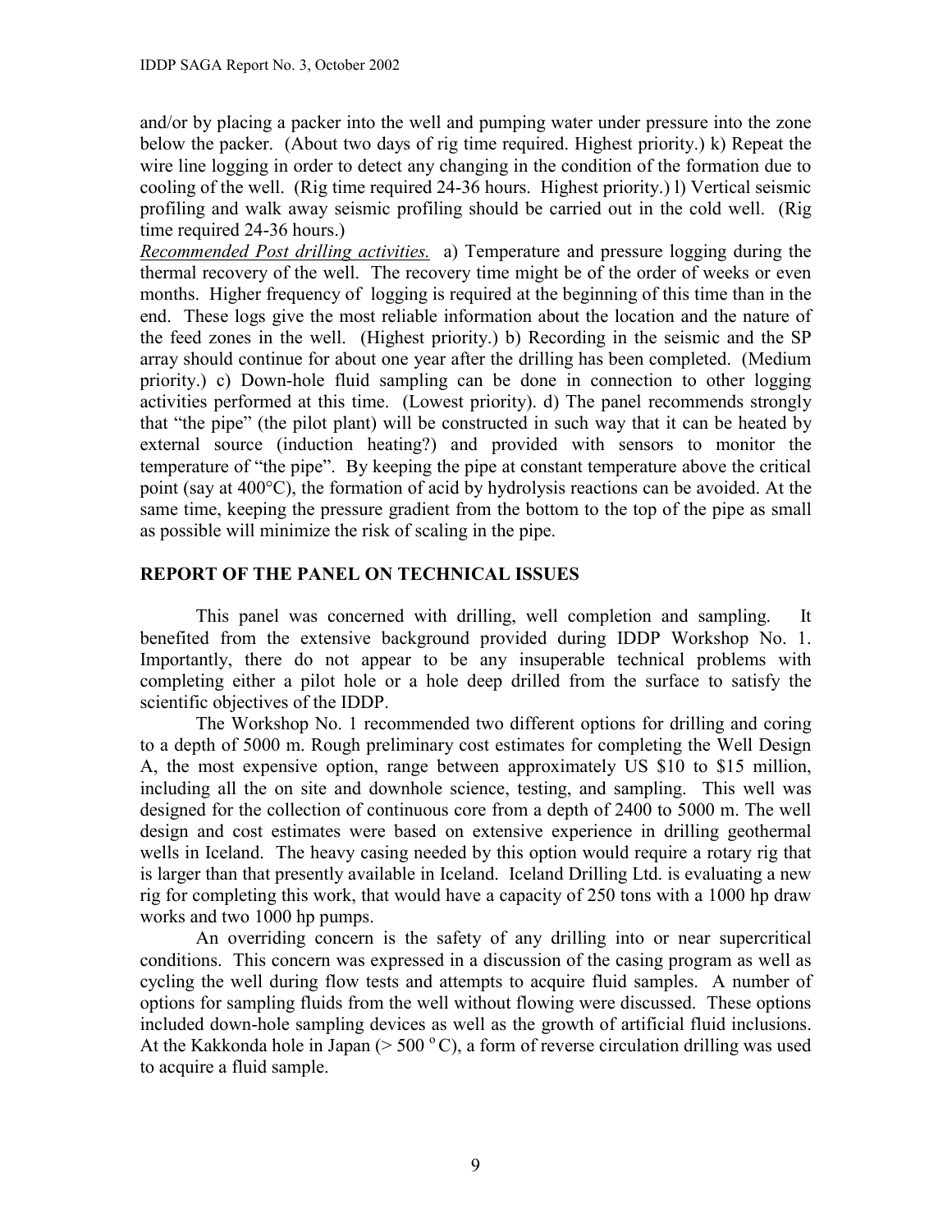and/or by placing a packer into the well and pumping water under pressure into the zone below the packer. (About two days of rig time required. Highest priority.) k) Repeat the wire line logging in order to detect any changing in the condition of the formation due to cooling of the well. (Rig time required 24-36 hours. Highest priority.) l) Vertical seismic profiling and walk away seismic profiling should be carried out in the cold well. (Rig time required 24-36 hours.)

*Recommended Post drilling activities.* a) Temperature and pressure logging during the thermal recovery of the well. The recovery time might be of the order of weeks or even months. Higher frequency of logging is required at the beginning of this time than in the end. These logs give the most reliable information about the location and the nature of the feed zones in the well. (Highest priority.) b) Recording in the seismic and the SP array should continue for about one year after the drilling has been completed. (Medium priority.) c) Down-hole fluid sampling can be done in connection to other logging activities performed at this time. (Lowest priority). d) The panel recommends strongly that "the pipe" (the pilot plant) will be constructed in such way that it can be heated by external source (induction heating?) and provided with sensors to monitor the temperature of "the pipe". By keeping the pipe at constant temperature above the critical point (say at 400°C), the formation of acid by hydrolysis reactions can be avoided. At the same time, keeping the pressure gradient from the bottom to the top of the pipe as small as possible will minimize the risk of scaling in the pipe.

## REPORT OF THE PANEL ON TECHNICAL ISSUES

This panel was concerned with drilling, well completion and sampling. It benefited from the extensive background provided during IDDP Workshop No. 1. Importantly, there do not appear to be any insuperable technical problems with completing either a pilot hole or a hole deep drilled from the surface to satisfy the scientific objectives of the IDDP.

The Workshop No. 1 recommended two different options for drilling and coring to a depth of 5000 m. Rough preliminary cost estimates for completing the Well Design A, the most expensive option, range between approximately US $10 to $15 million, including all the on site and downhole science, testing, and sampling. This well was designed for the collection of continuous core from a depth of 2400 to 5000 m. The well design and cost estimates were based on extensive experience in drilling geothermal wells in Iceland. The heavy casing needed by this option would require a rotary rig that is larger than that presently available in Iceland. Iceland Drilling Ltd. is evaluating a new rig for completing this work, that would have a capacity of 250 tons with a 1000 hp draw works and two 1000 hp pumps.

An overriding concern is the safety of any drilling into or near supercritical conditions. This concern was expressed in a discussion of the casing program as well as cycling the well during flow tests and attempts to acquire fluid samples. A number of options for sampling fluids from the well without flowing were discussed. These options included down-hole sampling devices as well as the growth of artificial fluid inclusions. At the Kakkonda hole in Japan (> 500 °C), a form of reverse circulation drilling was used to acquire a fluid sample.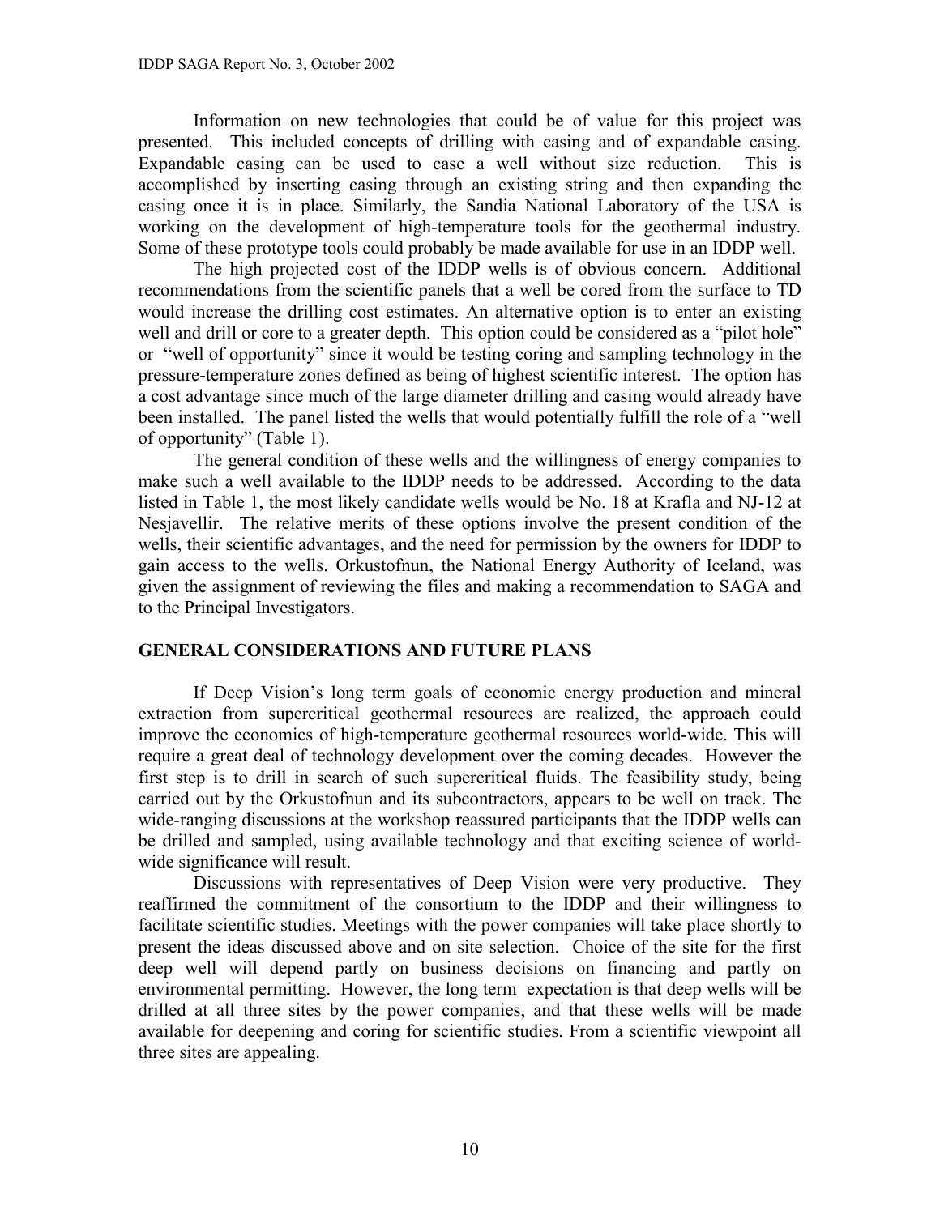Information on new technologies that could be of value for this project was presented. This included concepts of drilling with casing and of expandable casing. Expandable casing can be used to case a well without size reduction. This is accomplished by inserting casing through an existing string and then expanding the casing once it is in place. Similarly, the Sandia National Laboratory of the USA is working on the development of high-temperature tools for the geothermal industry. Some of these prototype tools could probably be made available for use in an IDDP well.

The high projected cost of the IDDP wells is of obvious concern. Additional recommendations from the scientific panels that a well be cored from the surface to TD would increase the drilling cost estimates. An alternative option is to enter an existing well and drill or core to a greater depth. This option could be considered as a "pilot hole" or "well of opportunity" since it would be testing coring and sampling technology in the pressure-temperature zones defined as being of highest scientific interest. The option has a cost advantage since much of the large diameter drilling and casing would already have been installed. The panel listed the wells that would potentially fulfill the role of a "well of opportunity" (Table 1).

The general condition of these wells and the willingness of energy companies to make such a well available to the IDDP needs to be addressed. According to the data listed in Table 1, the most likely candidate wells would be No. 18 at Krafla and NJ-12 at Nesjavellir. The relative merits of these options involve the present condition of the wells, their scientific advantages, and the need for permission by the owners for IDDP to gain access to the wells. Orkustofnun, the National Energy Authority of Iceland, was given the assignment of reviewing the files and making a recommendation to SAGA and to the Principal Investigators.

## GENERAL CONSIDERATIONS AND FUTURE PLANS

If Deep Vision's long term goals of economic energy production and mineral extraction from supercritical geothermal resources are realized, the approach could improve the economics of high-temperature geothermal resources world-wide. This will require a great deal of technology development over the coming decades. However the first step is to drill in search of such supercritical fluids. The feasibility study, being carried out by the Orkustofnun and its subcontractors, appears to be well on track. The wide-ranging discussions at the workshop reassured participants that the IDDP wells can be drilled and sampled, using available technology and that exciting science of world-wide significance will result.

Discussions with representatives of Deep Vision were very productive. They reaffirmed the commitment of the consortium to the IDDP and their willingness to facilitate scientific studies. Meetings with the power companies will take place shortly to present the ideas discussed above and on site selection. Choice of the site for the first deep well will depend partly on business decisions on financing and partly on environmental permitting. However, the long term expectation is that deep wells will be drilled at all three sites by the power companies, and that these wells will be made available for deepening and coring for scientific studies. From a scientific viewpoint all three sites are appealing.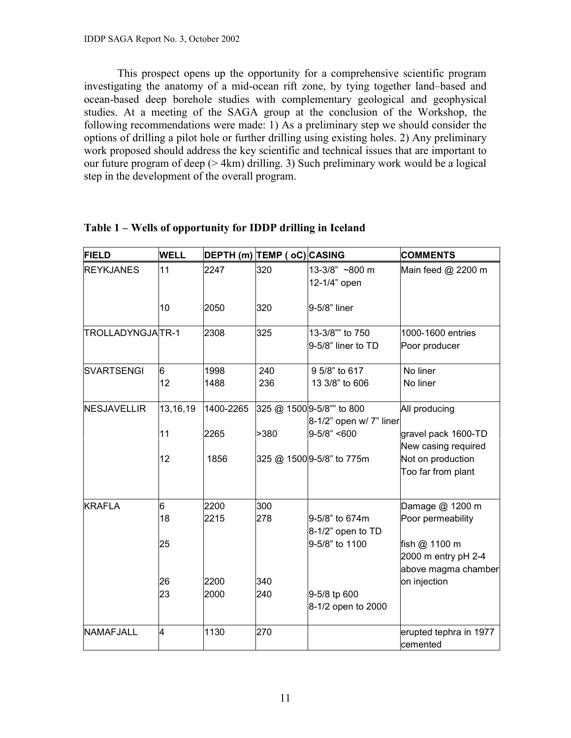This prospect opens up the opportunity for a comprehensive scientific program investigating the anatomy of a mid-ocean rift zone, by tying together land–based and ocean-based deep borehole studies with complementary geological and geophysical studies. At a meeting of the SAGA group at the conclusion of the Workshop, the following recommendations were made: 1) As a preliminary step we should consider the options of drilling a pilot hole or further drilling using existing holes. 2) Any preliminary work proposed should address the key scientific and technical issues that are important to our future program of deep (> 4km) drilling. 3) Such preliminary work would be a logical step in the development of the overall program.

**Table 1 – Wells of opportunity for IDDP drilling in Iceland**

| FIELD | WELL | DEPTH (m) | TEMP ( oC) | CASING | COMMENTS |
|---|---|---|---|---|---|
| REYKJANES | 11 | 2247 | 320 | 13-3/8" ~800 m<br>12-1/4" open | Main feed @ 2200 m |
| | 10 | 2050 | 320 | 9-5/8" liner | |
| TROLLADYNGJA | TR-1 | 2308 | 325 | 13-3/8"" to 750<br>9-5/8" liner to TD | 1000-1600 entries<br>Poor producer |
| SVARTSENGI | 6<br>12 | 1998<br>1488 | 240<br>236 | 9 5/8" to 617<br>13 3/8" to 606 | No liner<br>No liner |
| NESJAVELLIR | 13,16,19 | 1400-2265 | 325 @ 1500 | 9-5/8"" to 800<br>8-1/2" open w/ 7" liner | All producing |
| | 11 | 2265 | >380 | 9-5/8" <600 | gravel pack 1600-TD<br>New casing required |
| | 12 | 1856 | 325 @ 1500 | 9-5/8" to 775m | Not on production<br>Too far from plant |
| KRAFLA | 6 | 2200 | 300 | | Damage @ 1200 m |
| | 18 | 2215 | 278 | 9-5/8" to 674m<br>8-1/2" open to TD | Poor permeability |
| | 25 | | | 9-5/8" to 1100 | fish @ 1100 m<br>2000 m entry pH 2-4<br>above magma chamber |
| | 26 | 2200 | 340 | | on injection |
| | 23 | 2000 | 240 | 9-5/8 tp 600<br>8-1/2 open to 2000 | |
| NAMAFJALL | 4 | 1130 | 270 | | erupted tephra in 1977<br>cemented |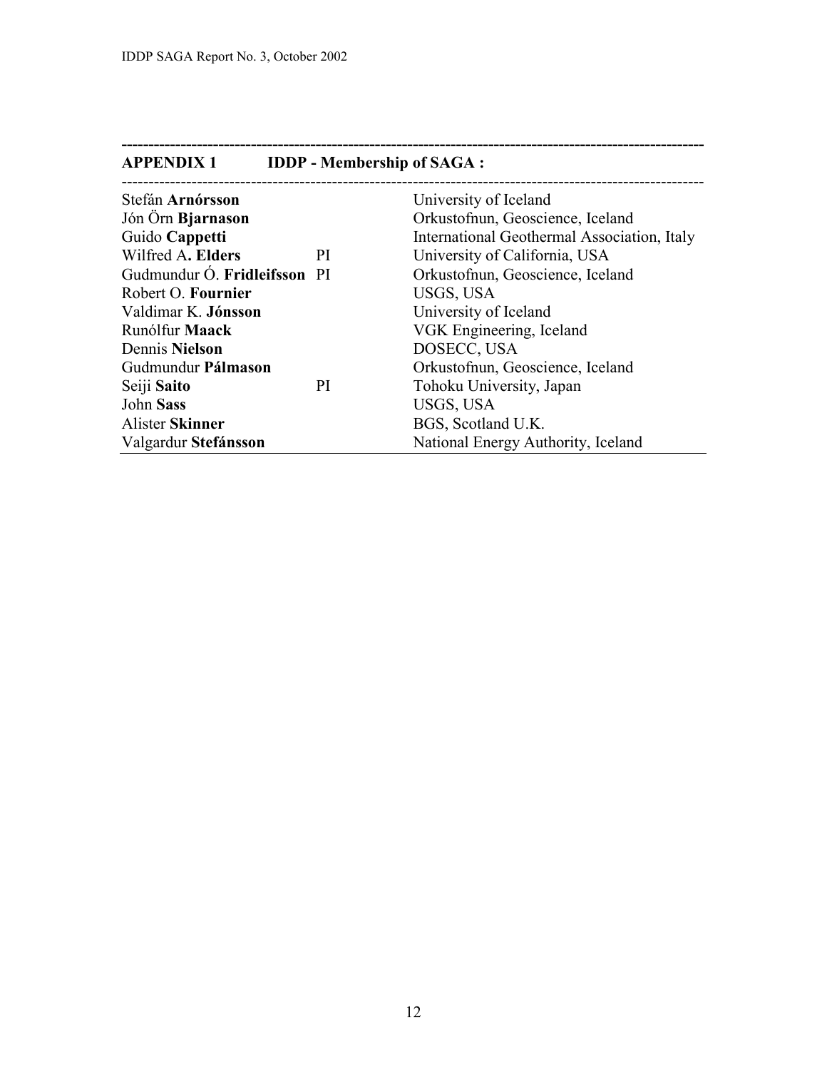## APPENDIX 1 IDDP - Membership of SAGA :

| | | |
|---|---|---|
| Stefán **Arnórsson** | | University of Iceland |
| Jón Örn **Bjarnason** | | Orkustofnun, Geoscience, Iceland |
| Guido **Cappetti** | | International Geothermal Association, Italy |
| Wilfred A**. Elders** | PI | University of California, USA |
| Gudmundur Ó. **Fridleifsson** | PI | Orkustofnun, Geoscience, Iceland |
| Robert O. **Fournier** | | USGS, USA |
| Valdimar K. **Jónsson** | | University of Iceland |
| Runólfur **Maack** | | VGK Engineering, Iceland |
| Dennis **Nielson** | | DOSECC, USA |
| Gudmundur **Pálmason** | | Orkustofnun, Geoscience, Iceland |
| Seiji **Saito** | PI | Tohoku University, Japan |
| John **Sass** | | USGS, USA |
| Alister **Skinner** | | BGS, Scotland U.K. |
| Valgardur **Stefánsson** | | National Energy Authority, Iceland |